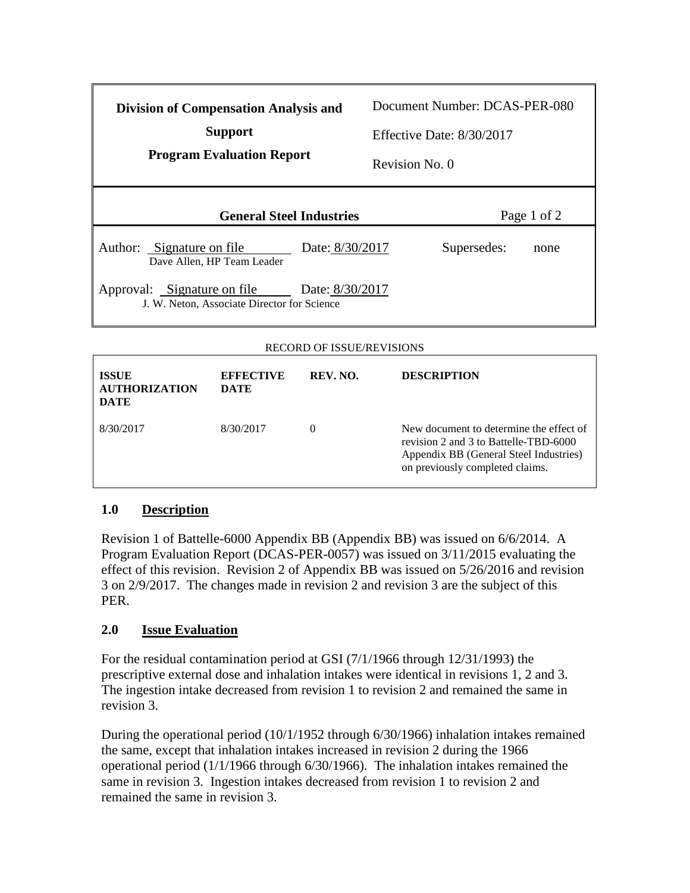| Division of Compensation Analysis and Support<br>Program Evaluation Report | Document Number: DCAS-PER-080<br>Effective Date: 8/30/2017<br>Revision No. 0 |
|---|---|

| General Steel Industries | | Page 1 of 2 |
|---|---|---|
| Author: Signature on file<br>Dave Allen, HP Team Leader | Date: 8/30/2017 | Supersedes: none |
| Approval: Signature on file<br>J. W. Neton, Associate Director for Science | Date: 8/30/2017 | |

RECORD OF ISSUE/REVISIONS

| ISSUE AUTHORIZATION DATE | EFFECTIVE DATE | REV. NO. | DESCRIPTION |
|---|---|---|---|
| 8/30/2017 | 8/30/2017 | 0 | New document to determine the effect of revision 2 and 3 to Battelle-TBD-6000 Appendix BB (General Steel Industries) on previously completed claims. |

## 1.0 Description

Revision 1 of Battelle-6000 Appendix BB (Appendix BB) was issued on 6/6/2014. A Program Evaluation Report (DCAS-PER-0057) was issued on 3/11/2015 evaluating the effect of this revision. Revision 2 of Appendix BB was issued on 5/26/2016 and revision 3 on 2/9/2017. The changes made in revision 2 and revision 3 are the subject of this PER.

## 2.0 Issue Evaluation

For the residual contamination period at GSI (7/1/1966 through 12/31/1993) the prescriptive external dose and inhalation intakes were identical in revisions 1, 2 and 3. The ingestion intake decreased from revision 1 to revision 2 and remained the same in revision 3.

During the operational period (10/1/1952 through 6/30/1966) inhalation intakes remained the same, except that inhalation intakes increased in revision 2 during the 1966 operational period (1/1/1966 through 6/30/1966). The inhalation intakes remained the same in revision 3. Ingestion intakes decreased from revision 1 to revision 2 and remained the same in revision 3.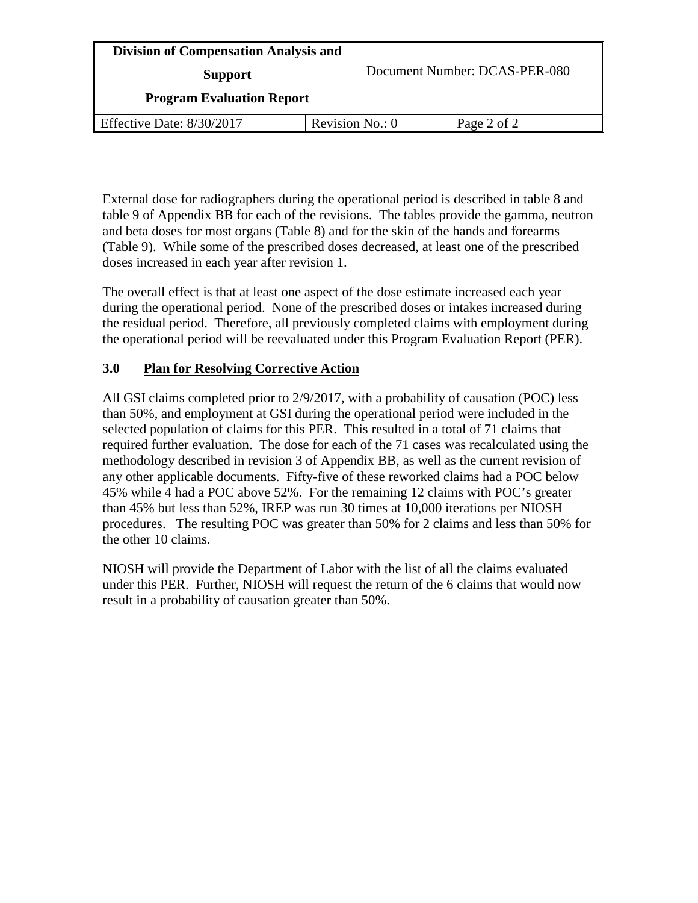External dose for radiographers during the operational period is described in table 8 and table 9 of Appendix BB for each of the revisions. The tables provide the gamma, neutron and beta doses for most organs (Table 8) and for the skin of the hands and forearms (Table 9). While some of the prescribed doses decreased, at least one of the prescribed doses increased in each year after revision 1.

The overall effect is that at least one aspect of the dose estimate increased each year during the operational period. None of the prescribed doses or intakes increased during the residual period. Therefore, all previously completed claims with employment during the operational period will be reevaluated under this Program Evaluation Report (PER).

## 3.0 Plan for Resolving Corrective Action

All GSI claims completed prior to 2/9/2017, with a probability of causation (POC) less than 50%, and employment at GSI during the operational period were included in the selected population of claims for this PER. This resulted in a total of 71 claims that required further evaluation. The dose for each of the 71 cases was recalculated using the methodology described in revision 3 of Appendix BB, as well as the current revision of any other applicable documents. Fifty-five of these reworked claims had a POC below 45% while 4 had a POC above 52%. For the remaining 12 claims with POC's greater than 45% but less than 52%, IREP was run 30 times at 10,000 iterations per NIOSH procedures. The resulting POC was greater than 50% for 2 claims and less than 50% for the other 10 claims.

NIOSH will provide the Department of Labor with the list of all the claims evaluated under this PER. Further, NIOSH will request the return of the 6 claims that would now result in a probability of causation greater than 50%.